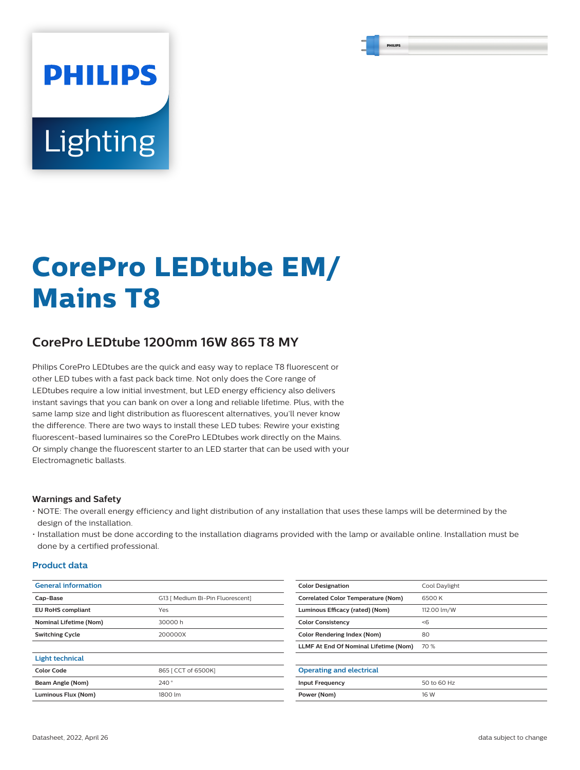PHILIPS

Lighting

# CorePro LEDtube EM/ Mains T8

## CorePro LEDtube 1200mm 16W 865 T8 MY

Philips CorePro LEDtubes are the quick and easy way to replace T8 fluorescent or other LED tubes with a fast pack back time. Not only does the Core range of LEDtubes require a low initial investment, but LED energy efficiency also delivers instant savings that you can bank on over a long and reliable lifetime. Plus, with the same lamp size and light distribution as fluorescent alternatives, you'll never know the difference. There are two ways to install these LED tubes: Rewire your existing fluorescent-based luminaires so the CorePro LEDtubes work directly on the Mains. Or simply change the fluorescent starter to an LED starter that can be used with your Electromagnetic ballasts.

### Warnings and Safety

- NOTE: The overall energy efficiency and light distribution of any installation that uses these lamps will be determined by the design of the installation.
- Installation must be done according to the installation diagrams provided with the lamp or available online. Installation must be done by a certified professional.

### Product data

| General information | |
|---|---|
| Cap-Base | G13 [ Medium Bi-Pin Fluorescent] |
| EU RoHS compliant | Yes |
| Nominal Lifetime (Nom) | 30000 h |
| Switching Cycle | 200000X |

| Light technical | |
|---|---|
| Color Code | 865 [ CCT of 6500K] |
| Beam Angle (Nom) | 240 ° |
| Luminous Flux (Nom) | 1800 lm |
| Color Designation | Cool Daylight |
| Correlated Color Temperature (Nom) | 6500 K |
| Luminous Efficacy (rated) (Nom) | 112.00 lm/W |
| Color Consistency | <6 |
| Color Rendering Index (Nom) | 80 |
| LLMF At End Of Nominal Lifetime (Nom) | 70 % |

| Operating and electrical | |
|---|---|
| Input Frequency | 50 to 60 Hz |
| Power (Nom) | 16 W |

Datasheet, 2022, April 26

data subject to change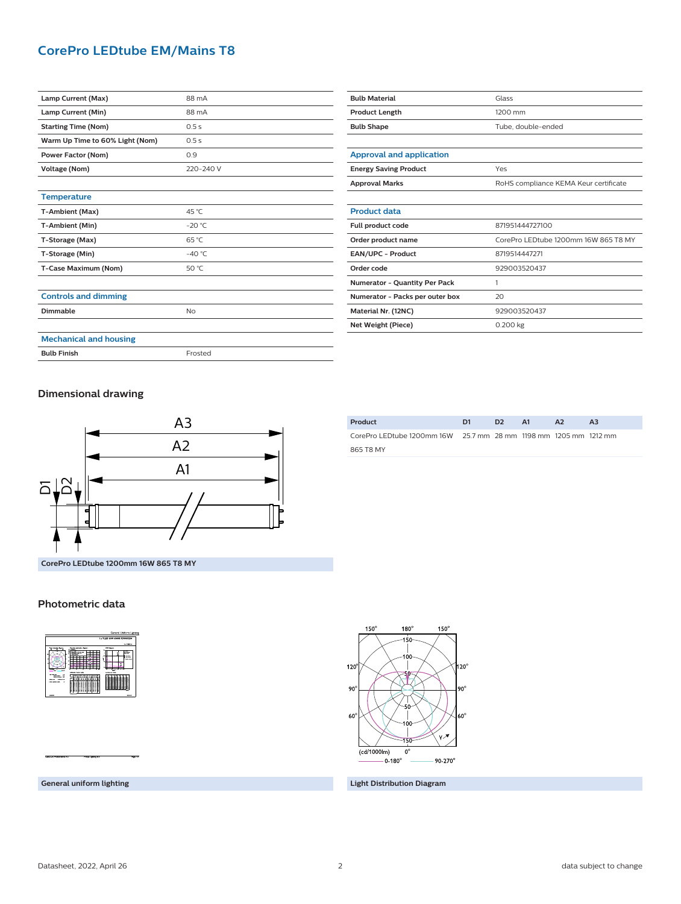# CorePro LEDtube EM/Mains T8

| | |
|---|---|
| Lamp Current (Max) | 88 mA |
| Lamp Current (Min) | 88 mA |
| Starting Time (Nom) | 0.5 s |
| Warm Up Time to 60% Light (Nom) | 0.5 s |
| Power Factor (Nom) | 0.9 |
| Voltage (Nom) | 220-240 V |

### Temperature

| | |
|---|---|
| T-Ambient (Max) | 45 °C |
| T-Ambient (Min) | -20 °C |
| T-Storage (Max) | 65 °C |
| T-Storage (Min) | -40 °C |
| T-Case Maximum (Nom) | 50 °C |

### Controls and dimming

| | |
|---|---|
| Dimmable | No |

### Mechanical and housing

| | |
|---|---|
| Bulb Finish | Frosted |
| Bulb Material | Glass |
| Product Length | 1200 mm |
| Bulb Shape | Tube, double-ended |

### Approval and application

| | |
|---|---|
| Energy Saving Product | Yes |
| Approval Marks | RoHS compliance KEMA Keur certificate |

### Product data

| | |
|---|---|
| Full product code | 871951444727100 |
| Order product name | CorePro LEDtube 1200mm 16W 865 T8 MY |
| EAN/UPC - Product | 8719514447271 |
| Order code | 929003520437 |
| Numerator - Quantity Per Pack | 1 |
| Numerator - Packs per outer box | 20 |
| Material Nr. (12NC) | 929003520437 |
| Net Weight (Piece) | 0.200 kg |

## Dimensional drawing

| Product | D1 | D2 | A1 | A2 | A3 |
|---|---|---|---|---|---|
| CorePro LEDtube 1200mm 16W 865 T8 MY | 25.7 mm | 28 mm | 1198 mm | 1205 mm | 1212 mm |

CorePro LEDtube 1200mm 16W 865 T8 MY

## Photometric data

General uniform lighting

Light Distribution Diagram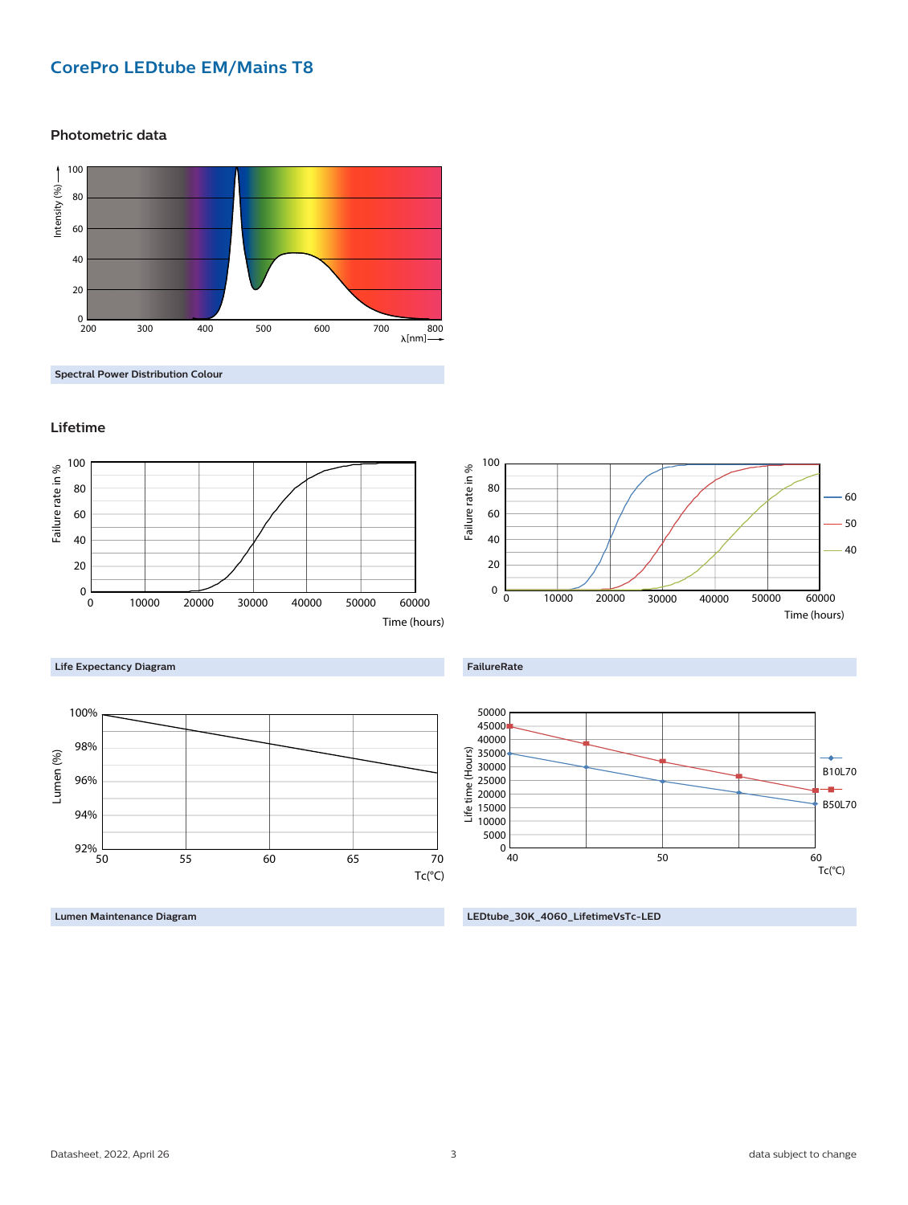## CorePro LEDtube EM/Mains T8

### Photometric data

Spectral Power Distribution Colour

### Lifetime

Life Expectancy Diagram

FailureRate

Lumen Maintenance Diagram

LEDtube_30K_4060_LifetimeVsTc-LED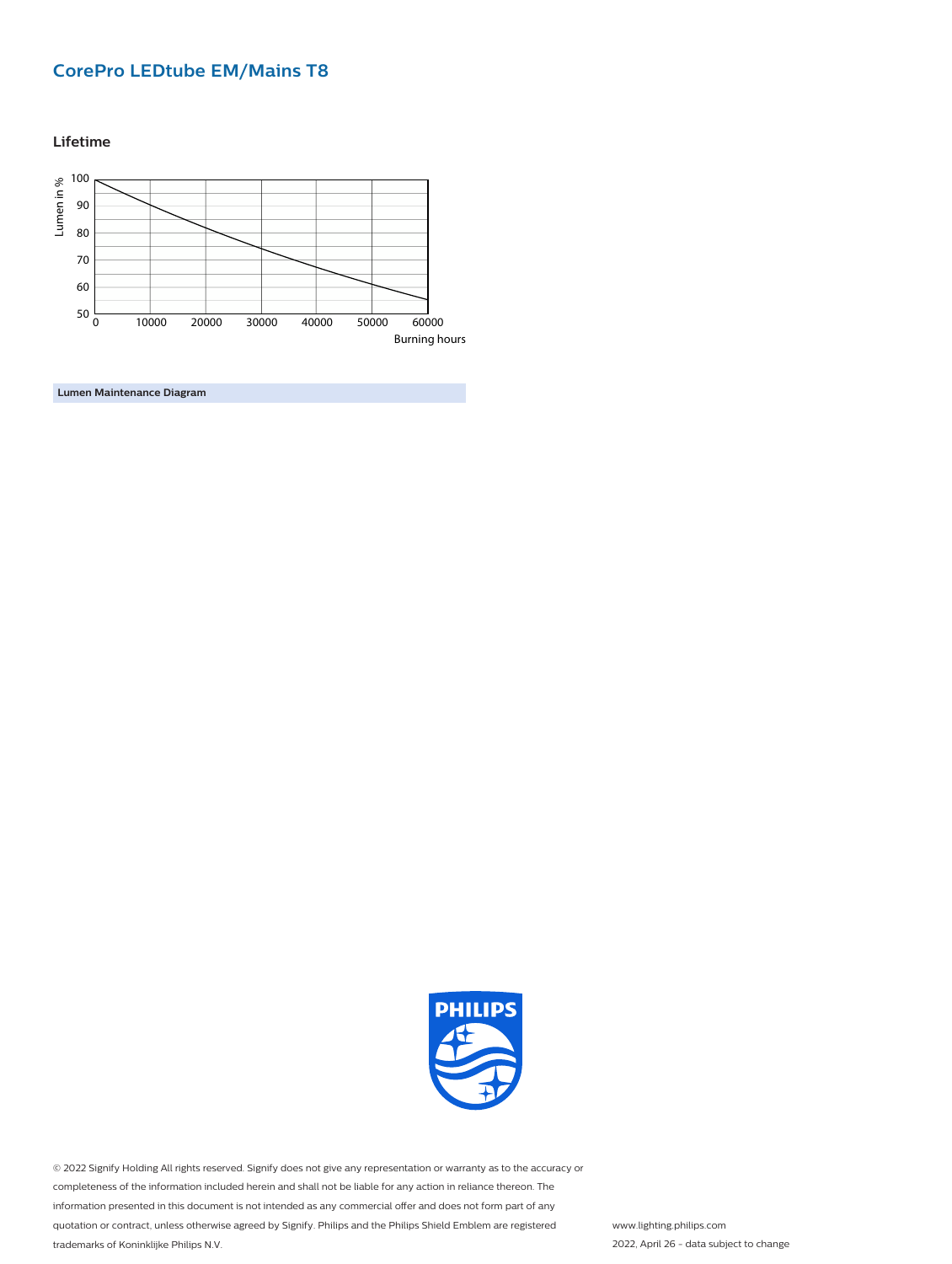## CorePro LEDtube EM/Mains T8

### Lifetime

Lumen in %

100
90
80
70
60
50

0
10000
20000
30000
40000
50000
60000

Burning hours

**Lumen Maintenance Diagram**

© 2022 Signify Holding All rights reserved. Signify does not give any representation or warranty as to the accuracy or completeness of the information included herein and shall not be liable for any action in reliance thereon. The information presented in this document is not intended as any commercial offer and does not form part of any quotation or contract, unless otherwise agreed by Signify. Philips and the Philips Shield Emblem are registered trademarks of Koninklijke Philips N.V.

www.lighting.philips.com

2022, April 26 - data subject to change